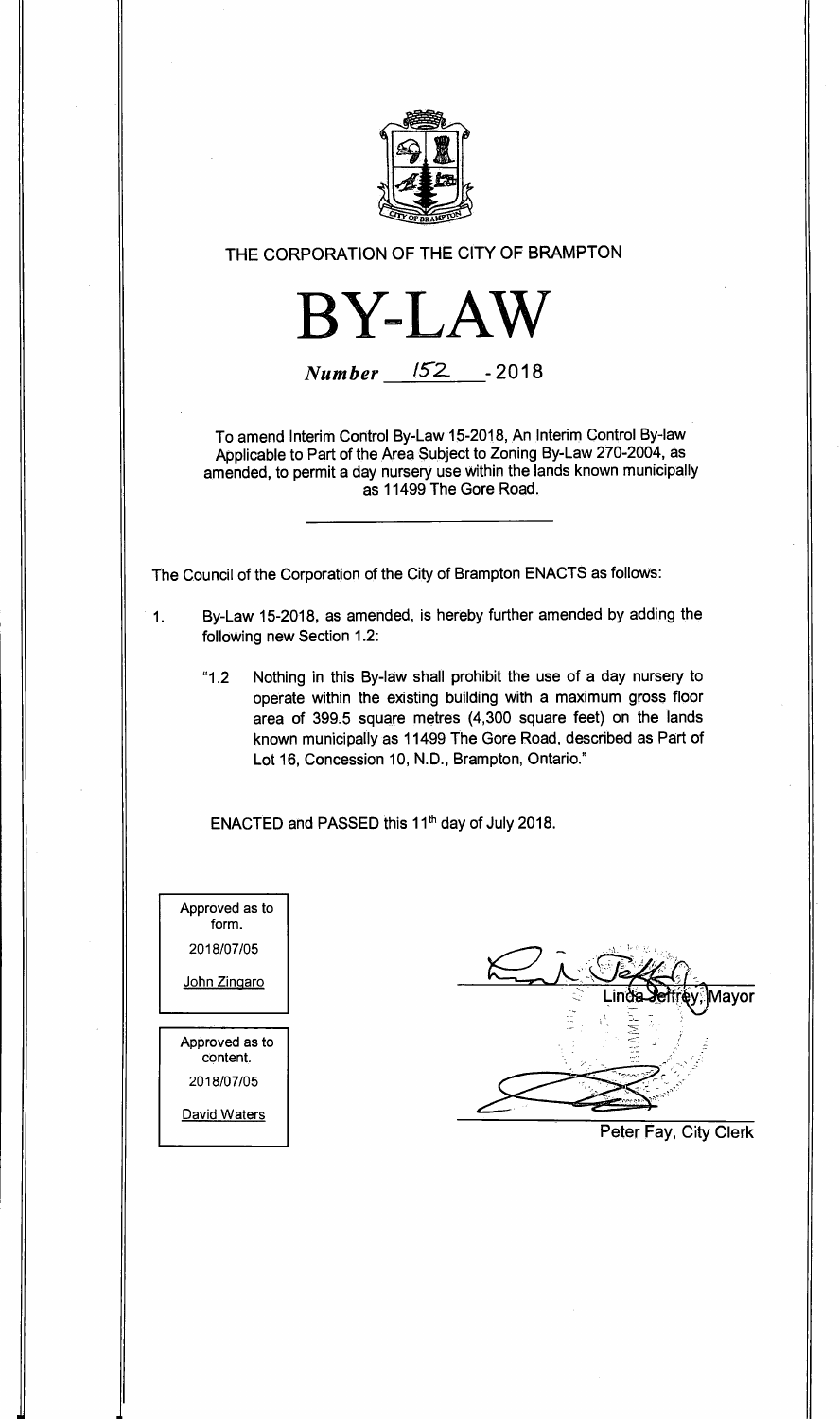THE CORPORATION OF THE CITY OF BRAMPTON

# BY-LAW

*Number* 152 - 2018

To amend Interim Control By-Law 15-2018, An Interim Control By-law Applicable to Part of the Area Subject to Zoning By-Law 270-2004, as amended, to permit a day nursery use within the lands known municipally as 11499 The Gore Road.

The Council of the Corporation of the City of Brampton ENACTS as follows:

1. By-Law 15-2018, as amended, is hereby further amended by adding the following new Section 1.2:

   "1.2 Nothing in this By-law shall prohibit the use of a day nursery to operate within the existing building with a maximum gross floor area of 399.5 square metres (4,300 square feet) on the lands known municipally as 11499 The Gore Road, described as Part of Lot 16, Concession 10, N.D., Brampton, Ontario."

ENACTED and PASSED this 11th day of July 2018.

Approved as to form.
2018/07/05
John Zingaro

Approved as to content.
2018/07/05
David Waters

Linda Jeffrey, Mayor

Peter Fay, City Clerk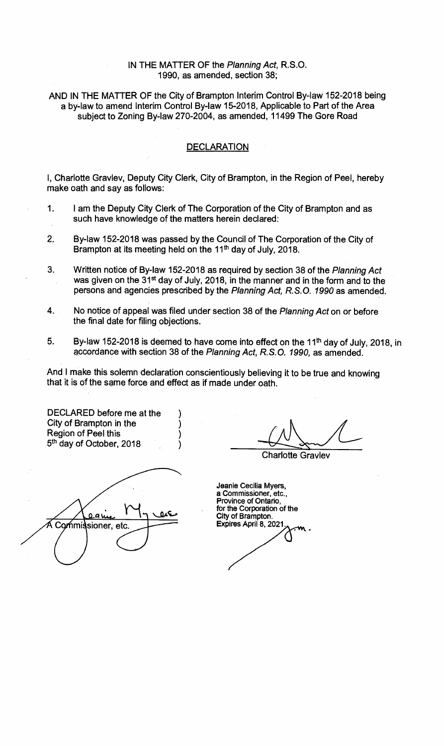IN THE MATTER OF the *Planning Act*, R.S.O. 1990, as amended, section 38;

AND IN THE MATTER OF the City of Brampton Interim Control By-law 152-2018 being a by-law to amend Interim Control By-law 15-2018, Applicable to Part of the Area subject to Zoning By-law 270-2004, as amended, 11499 The Gore Road

## DECLARATION

I, Charlotte Gravlev, Deputy City Clerk, City of Brampton, in the Region of Peel, hereby make oath and say as follows:

1. I am the Deputy City Clerk of The Corporation of the City of Brampton and as such have knowledge of the matters herein declared:

2. By-law 152-2018 was passed by the Council of The Corporation of the City of Brampton at its meeting held on the 11th day of July, 2018.

3. Written notice of By-law 152-2018 as required by section 38 of the *Planning Act* was given on the 31st day of July, 2018, in the manner and in the form and to the persons and agencies prescribed by the *Planning Act, R.S.O. 1990* as amended.

4. No notice of appeal was filed under section 38 of the *Planning Act* on or before the final date for filing objections.

5. By-law 152-2018 is deemed to have come into effect on the 11th day of July, 2018, in accordance with section 38 of the *Planning Act, R.S.O. 1990,* as amended.

And I make this solemn declaration conscientiously believing it to be true and knowing that it is of the same force and effect as if made under oath.

DECLARED before me at the )
City of Brampton in the )
Region of Peel this )
5th day of October, 2018 )

Charlotte Gravlev

A Commissioner, etc.

Jeanie Cecilia Myers,
a Commissioner, etc.,
Province of Ontario,
for the Corporation of the
City of Brampton.
Expires April 8, 2021.